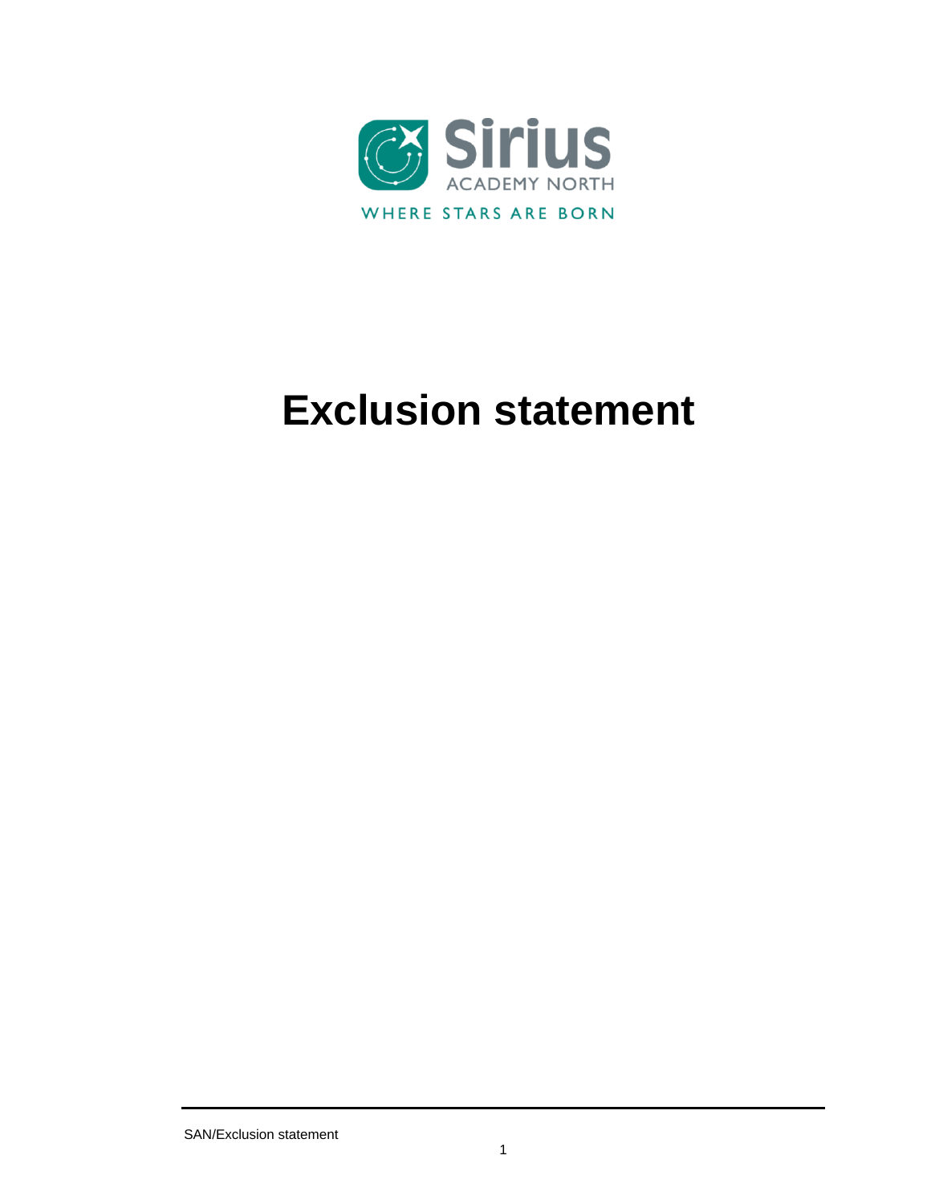Sirius

ACADEMY NORTH

WHERE STARS ARE BORN

# Exclusion statement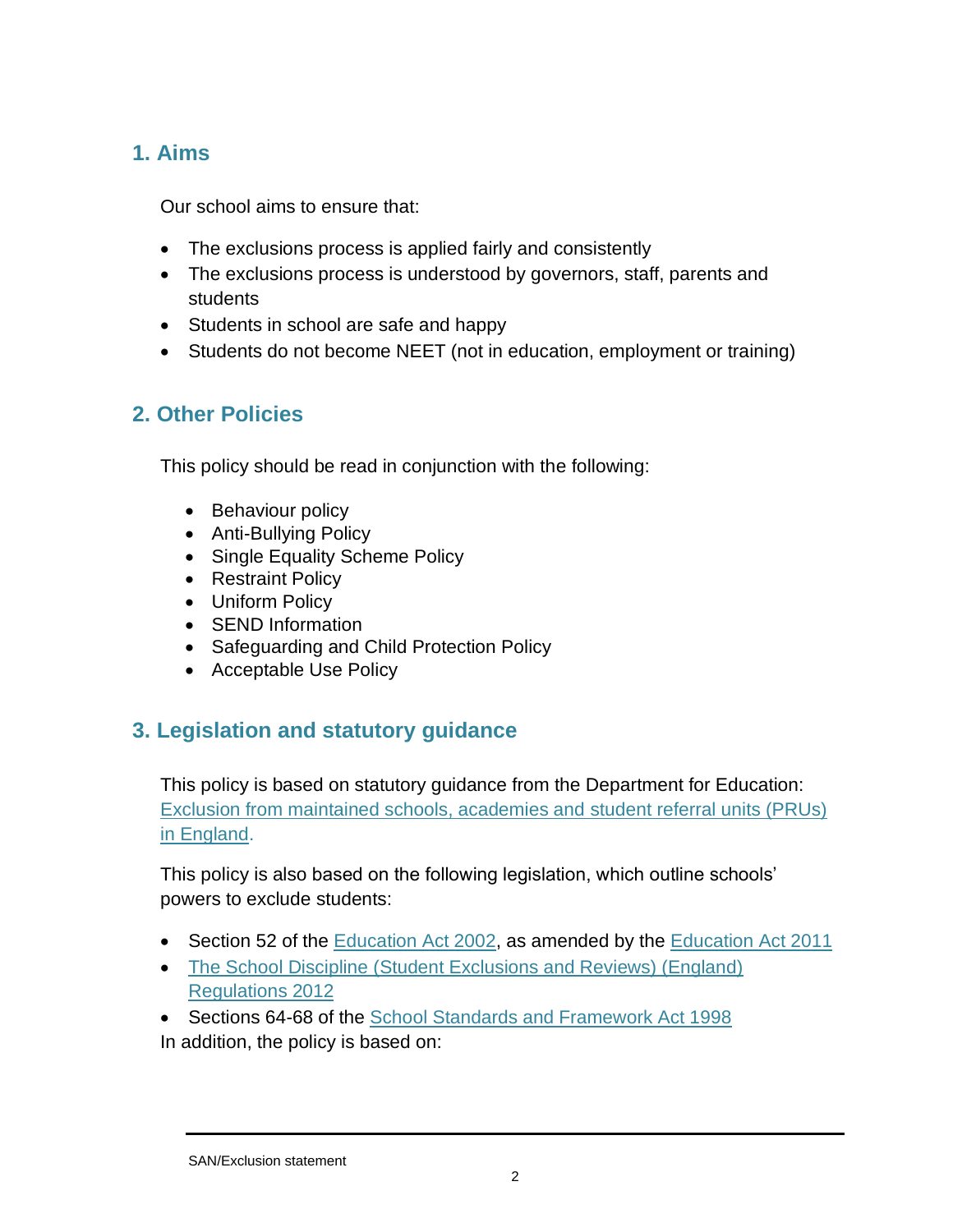## 1. Aims

Our school aims to ensure that:

- The exclusions process is applied fairly and consistently
- The exclusions process is understood by governors, staff, parents and students
- Students in school are safe and happy
- Students do not become NEET (not in education, employment or training)

## 2. Other Policies

This policy should be read in conjunction with the following:

- Behaviour policy
- Anti-Bullying Policy
- Single Equality Scheme Policy
- Restraint Policy
- Uniform Policy
- SEND Information
- Safeguarding and Child Protection Policy
- Acceptable Use Policy

## 3. Legislation and statutory guidance

This policy is based on statutory guidance from the Department for Education: Exclusion from maintained schools, academies and student referral units (PRUs) in England.

This policy is also based on the following legislation, which outline schools' powers to exclude students:

- Section 52 of the Education Act 2002, as amended by the Education Act 2011
- The School Discipline (Student Exclusions and Reviews) (England) Regulations 2012
- Sections 64-68 of the School Standards and Framework Act 1998

In addition, the policy is based on: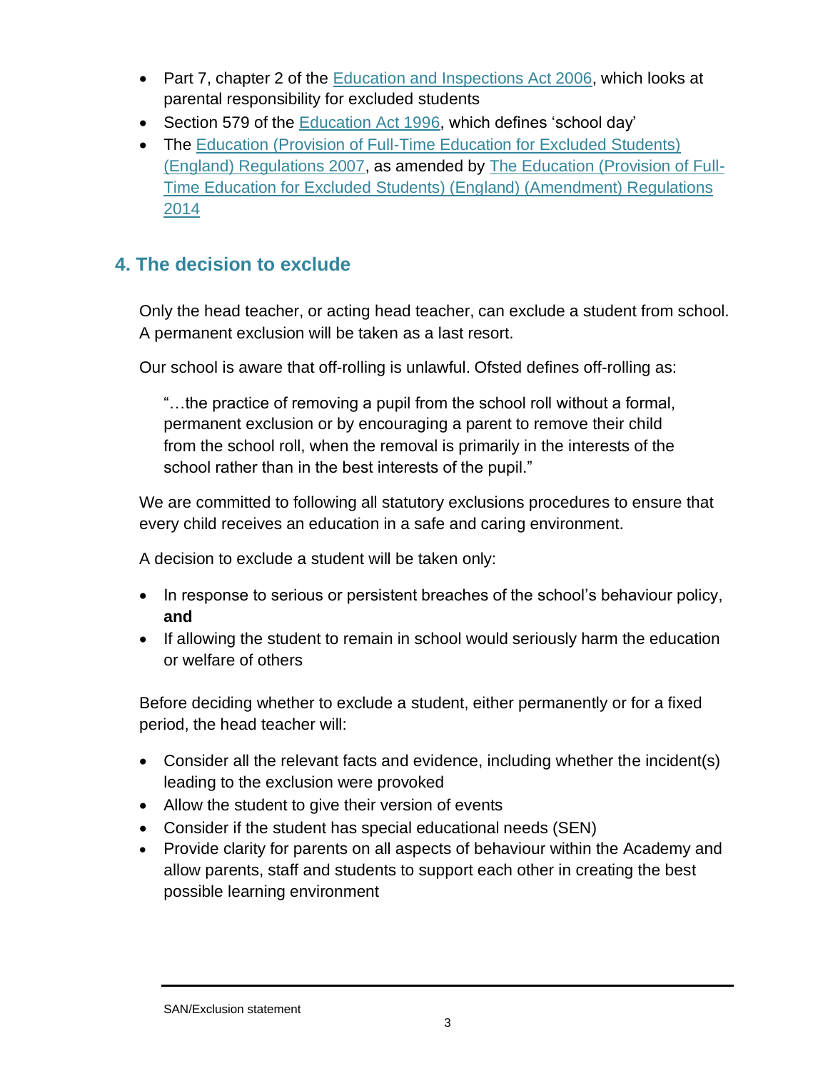- Part 7, chapter 2 of the [Education and Inspections Act 2006](), which looks at parental responsibility for excluded students
- Section 579 of the [Education Act 1996](), which defines 'school day'
- The [Education (Provision of Full-Time Education for Excluded Students) (England) Regulations 2007](), as amended by [The Education (Provision of Full-Time Education for Excluded Students) (England) (Amendment) Regulations 2014]()

## 4. The decision to exclude

Only the head teacher, or acting head teacher, can exclude a student from school. A permanent exclusion will be taken as a last resort.

Our school is aware that off-rolling is unlawful. Ofsted defines off-rolling as:

> "…the practice of removing a pupil from the school roll without a formal, permanent exclusion or by encouraging a parent to remove their child from the school roll, when the removal is primarily in the interests of the school rather than in the best interests of the pupil."

We are committed to following all statutory exclusions procedures to ensure that every child receives an education in a safe and caring environment.

A decision to exclude a student will be taken only:

- In response to serious or persistent breaches of the school's behaviour policy, **and**
- If allowing the student to remain in school would seriously harm the education or welfare of others

Before deciding whether to exclude a student, either permanently or for a fixed period, the head teacher will:

- Consider all the relevant facts and evidence, including whether the incident(s) leading to the exclusion were provoked
- Allow the student to give their version of events
- Consider if the student has special educational needs (SEN)
- Provide clarity for parents on all aspects of behaviour within the Academy and allow parents, staff and students to support each other in creating the best possible learning environment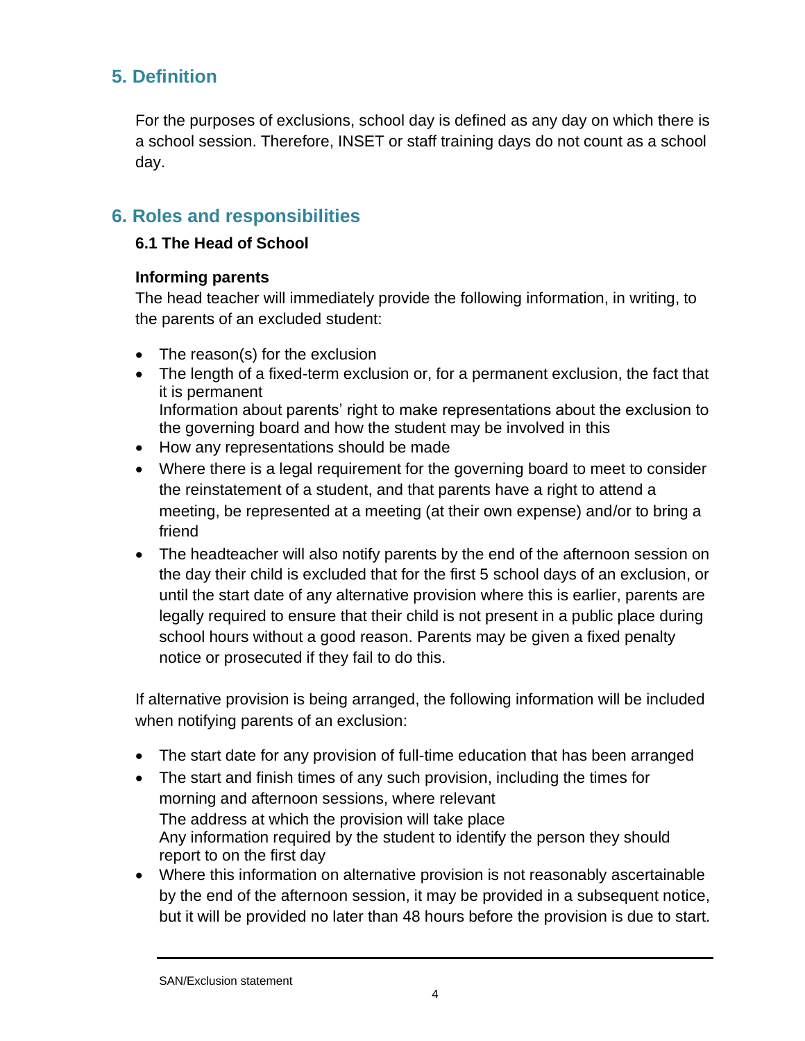## 5. Definition

For the purposes of exclusions, school day is defined as any day on which there is a school session. Therefore, INSET or staff training days do not count as a school day.

## 6. Roles and responsibilities

### 6.1 The Head of School

**Informing parents**

The head teacher will immediately provide the following information, in writing, to the parents of an excluded student:

- The reason(s) for the exclusion
- The length of a fixed-term exclusion or, for a permanent exclusion, the fact that it is permanent
  Information about parents' right to make representations about the exclusion to the governing board and how the student may be involved in this
- How any representations should be made
- Where there is a legal requirement for the governing board to meet to consider the reinstatement of a student, and that parents have a right to attend a meeting, be represented at a meeting (at their own expense) and/or to bring a friend
- The headteacher will also notify parents by the end of the afternoon session on the day their child is excluded that for the first 5 school days of an exclusion, or until the start date of any alternative provision where this is earlier, parents are legally required to ensure that their child is not present in a public place during school hours without a good reason. Parents may be given a fixed penalty notice or prosecuted if they fail to do this.

If alternative provision is being arranged, the following information will be included when notifying parents of an exclusion:

- The start date for any provision of full-time education that has been arranged
- The start and finish times of any such provision, including the times for morning and afternoon sessions, where relevant
  The address at which the provision will take place
  Any information required by the student to identify the person they should report to on the first day
- Where this information on alternative provision is not reasonably ascertainable by the end of the afternoon session, it may be provided in a subsequent notice, but it will be provided no later than 48 hours before the provision is due to start.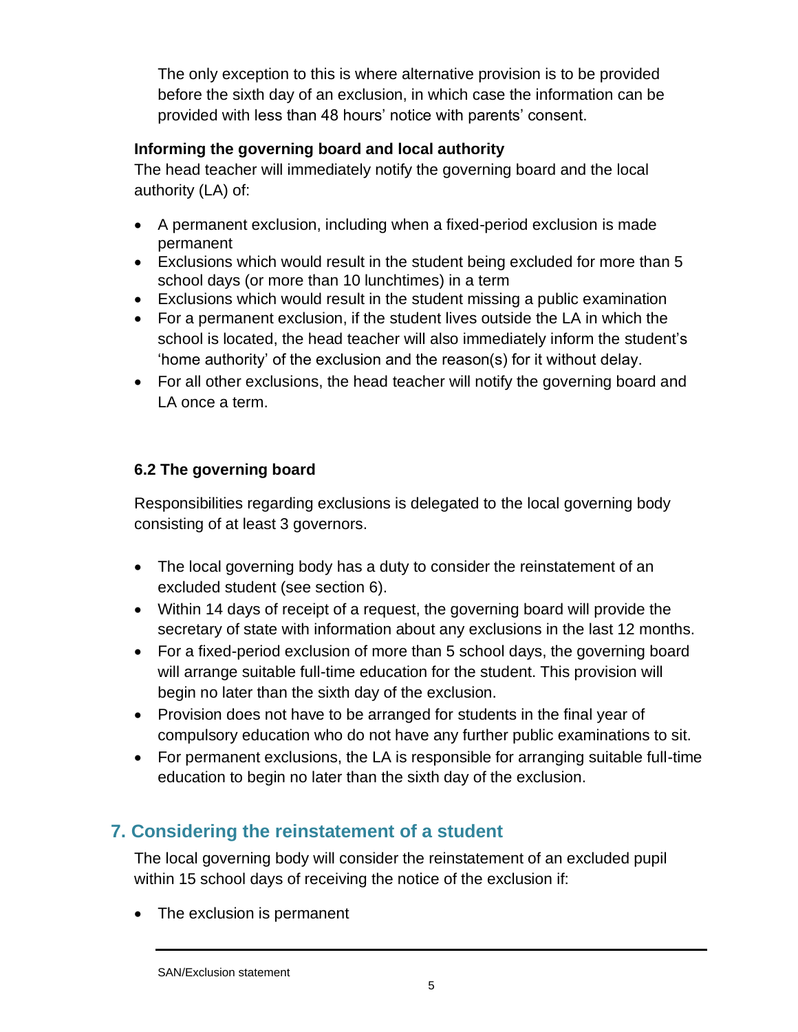The only exception to this is where alternative provision is to be provided before the sixth day of an exclusion, in which case the information can be provided with less than 48 hours' notice with parents' consent.

**Informing the governing board and local authority**

The head teacher will immediately notify the governing board and the local authority (LA) of:

- A permanent exclusion, including when a fixed-period exclusion is made permanent
- Exclusions which would result in the student being excluded for more than 5 school days (or more than 10 lunchtimes) in a term
- Exclusions which would result in the student missing a public examination
- For a permanent exclusion, if the student lives outside the LA in which the school is located, the head teacher will also immediately inform the student's 'home authority' of the exclusion and the reason(s) for it without delay.
- For all other exclusions, the head teacher will notify the governing board and LA once a term.

### 6.2 The governing board

Responsibilities regarding exclusions is delegated to the local governing body consisting of at least 3 governors.

- The local governing body has a duty to consider the reinstatement of an excluded student (see section 6).
- Within 14 days of receipt of a request, the governing board will provide the secretary of state with information about any exclusions in the last 12 months.
- For a fixed-period exclusion of more than 5 school days, the governing board will arrange suitable full-time education for the student. This provision will begin no later than the sixth day of the exclusion.
- Provision does not have to be arranged for students in the final year of compulsory education who do not have any further public examinations to sit.
- For permanent exclusions, the LA is responsible for arranging suitable full-time education to begin no later than the sixth day of the exclusion.

## 7. Considering the reinstatement of a student

The local governing body will consider the reinstatement of an excluded pupil within 15 school days of receiving the notice of the exclusion if:

- The exclusion is permanent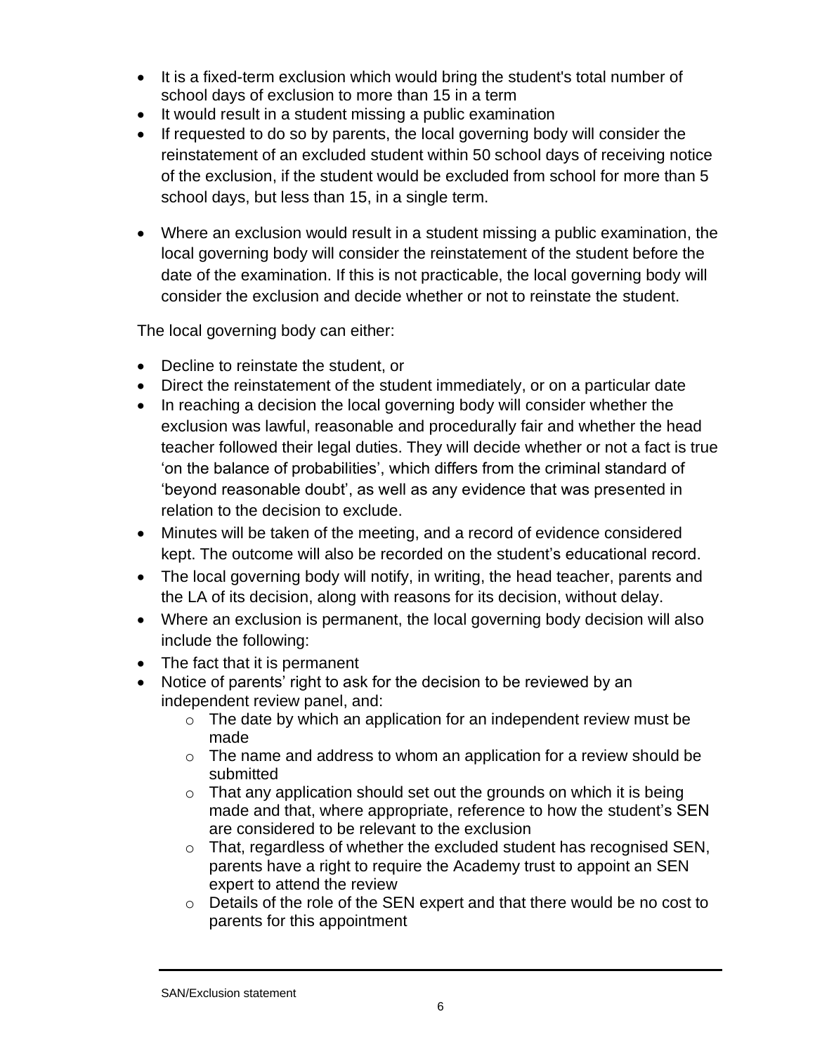- It is a fixed-term exclusion which would bring the student's total number of school days of exclusion to more than 15 in a term
- It would result in a student missing a public examination
- If requested to do so by parents, the local governing body will consider the reinstatement of an excluded student within 50 school days of receiving notice of the exclusion, if the student would be excluded from school for more than 5 school days, but less than 15, in a single term.

- Where an exclusion would result in a student missing a public examination, the local governing body will consider the reinstatement of the student before the date of the examination. If this is not practicable, the local governing body will consider the exclusion and decide whether or not to reinstate the student.

The local governing body can either:

- Decline to reinstate the student, or
- Direct the reinstatement of the student immediately, or on a particular date
- In reaching a decision the local governing body will consider whether the exclusion was lawful, reasonable and procedurally fair and whether the head teacher followed their legal duties. They will decide whether or not a fact is true 'on the balance of probabilities', which differs from the criminal standard of 'beyond reasonable doubt', as well as any evidence that was presented in relation to the decision to exclude.
- Minutes will be taken of the meeting, and a record of evidence considered kept. The outcome will also be recorded on the student's educational record.
- The local governing body will notify, in writing, the head teacher, parents and the LA of its decision, along with reasons for its decision, without delay.
- Where an exclusion is permanent, the local governing body decision will also include the following:
- The fact that it is permanent
- Notice of parents' right to ask for the decision to be reviewed by an independent review panel, and:
  - The date by which an application for an independent review must be made
  - The name and address to whom an application for a review should be submitted
  - That any application should set out the grounds on which it is being made and that, where appropriate, reference to how the student's SEN are considered to be relevant to the exclusion
  - That, regardless of whether the excluded student has recognised SEN, parents have a right to require the Academy trust to appoint an SEN expert to attend the review
  - Details of the role of the SEN expert and that there would be no cost to parents for this appointment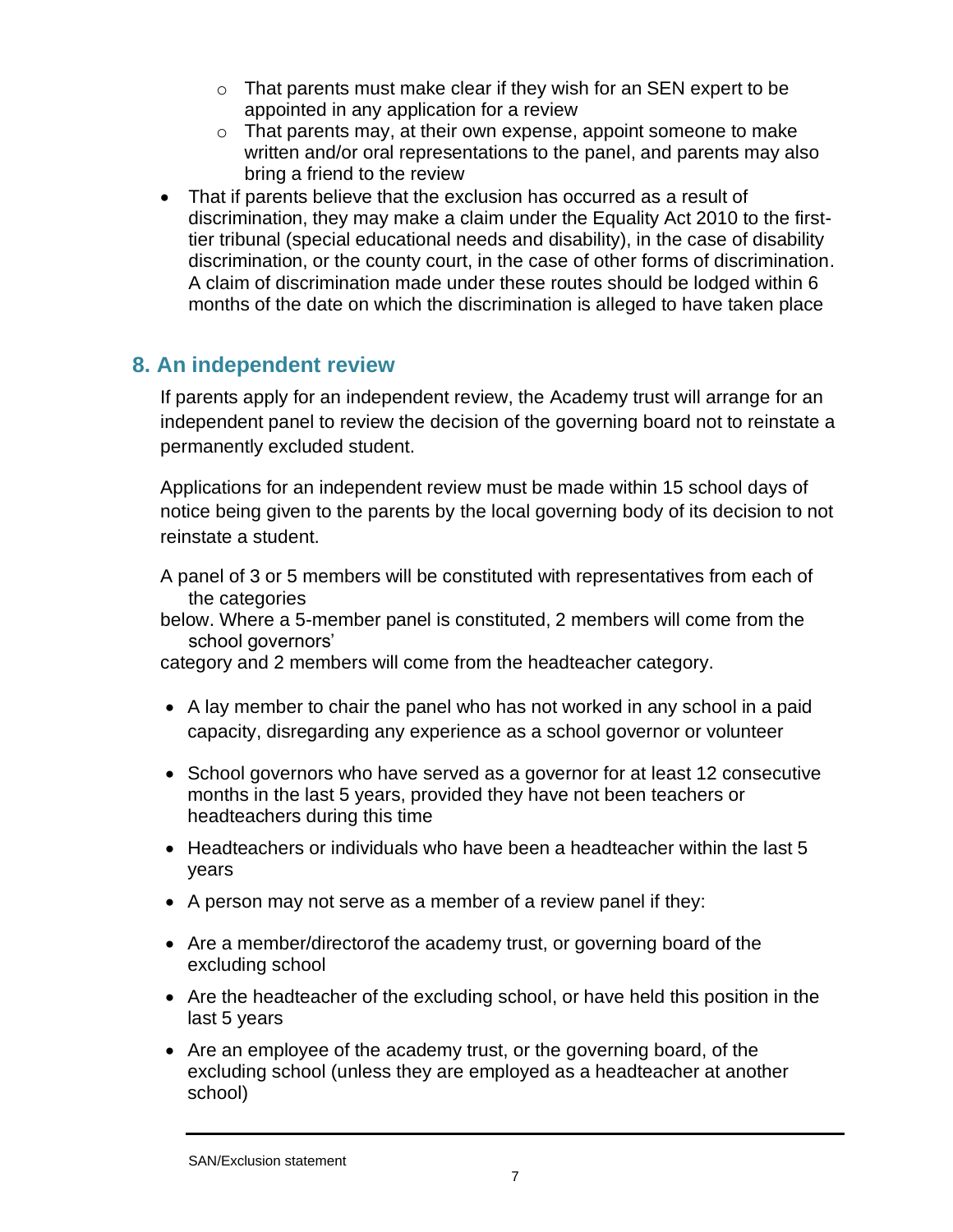- That parents must make clear if they wish for an SEN expert to be appointed in any application for a review
    - That parents may, at their own expense, appoint someone to make written and/or oral representations to the panel, and parents may also bring a friend to the review
- That if parents believe that the exclusion has occurred as a result of discrimination, they may make a claim under the Equality Act 2010 to the first-tier tribunal (special educational needs and disability), in the case of disability discrimination, or the county court, in the case of other forms of discrimination. A claim of discrimination made under these routes should be lodged within 6 months of the date on which the discrimination is alleged to have taken place

## 8. An independent review

If parents apply for an independent review, the Academy trust will arrange for an independent panel to review the decision of the governing board not to reinstate a permanently excluded student.

Applications for an independent review must be made within 15 school days of notice being given to the parents by the local governing body of its decision to not reinstate a student.

A panel of 3 or 5 members will be constituted with representatives from each of the categories below. Where a 5-member panel is constituted, 2 members will come from the school governors' category and 2 members will come from the headteacher category.

- A lay member to chair the panel who has not worked in any school in a paid capacity, disregarding any experience as a school governor or volunteer
- School governors who have served as a governor for at least 12 consecutive months in the last 5 years, provided they have not been teachers or headteachers during this time
- Headteachers or individuals who have been a headteacher within the last 5 years
- A person may not serve as a member of a review panel if they:
- Are a member/directorof the academy trust, or governing board of the excluding school
- Are the headteacher of the excluding school, or have held this position in the last 5 years
- Are an employee of the academy trust, or the governing board, of the excluding school (unless they are employed as a headteacher at another school)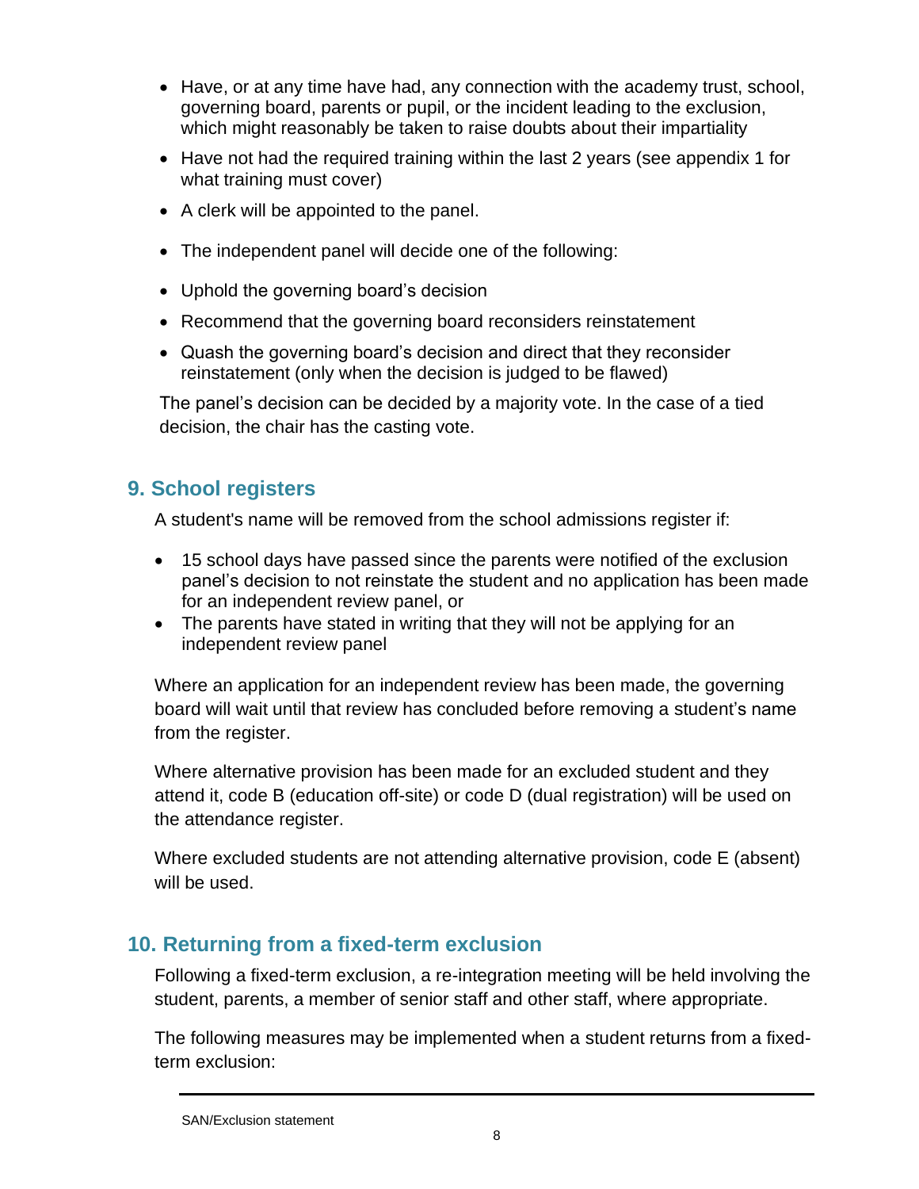- Have, or at any time have had, any connection with the academy trust, school, governing board, parents or pupil, or the incident leading to the exclusion, which might reasonably be taken to raise doubts about their impartiality
- Have not had the required training within the last 2 years (see appendix 1 for what training must cover)
- A clerk will be appointed to the panel.
- The independent panel will decide one of the following:
- Uphold the governing board's decision
- Recommend that the governing board reconsiders reinstatement
- Quash the governing board's decision and direct that they reconsider reinstatement (only when the decision is judged to be flawed)

The panel's decision can be decided by a majority vote. In the case of a tied decision, the chair has the casting vote.

## 9. School registers

A student's name will be removed from the school admissions register if:

- 15 school days have passed since the parents were notified of the exclusion panel's decision to not reinstate the student and no application has been made for an independent review panel, or
- The parents have stated in writing that they will not be applying for an independent review panel

Where an application for an independent review has been made, the governing board will wait until that review has concluded before removing a student's name from the register.

Where alternative provision has been made for an excluded student and they attend it, code B (education off-site) or code D (dual registration) will be used on the attendance register.

Where excluded students are not attending alternative provision, code E (absent) will be used.

## 10. Returning from a fixed-term exclusion

Following a fixed-term exclusion, a re-integration meeting will be held involving the student, parents, a member of senior staff and other staff, where appropriate.

The following measures may be implemented when a student returns from a fixed-term exclusion: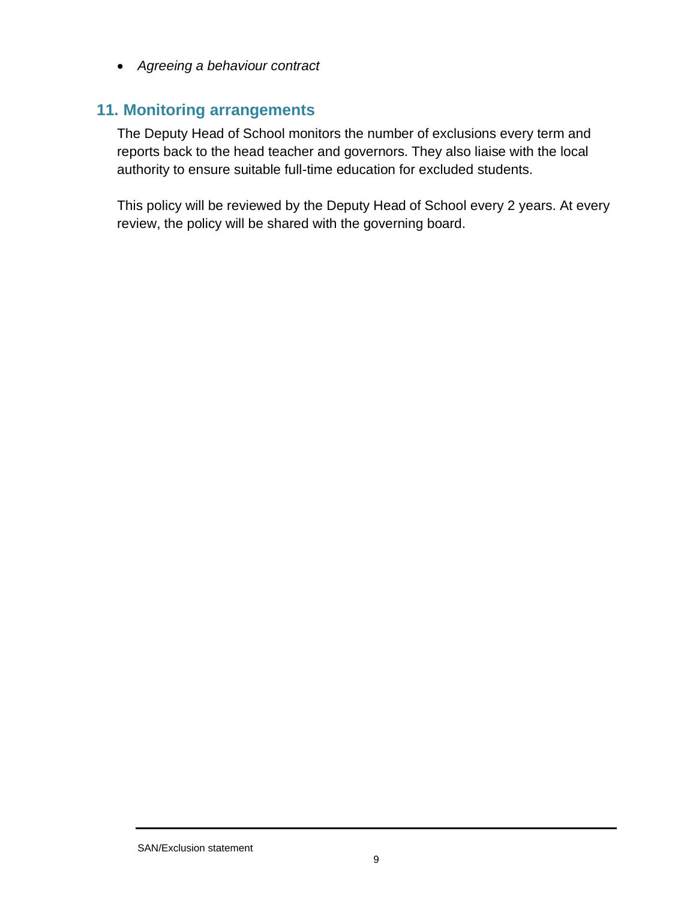- *Agreeing a behaviour contract*

## 11. Monitoring arrangements

The Deputy Head of School monitors the number of exclusions every term and reports back to the head teacher and governors. They also liaise with the local authority to ensure suitable full-time education for excluded students.

This policy will be reviewed by the Deputy Head of School every 2 years. At every review, the policy will be shared with the governing board.